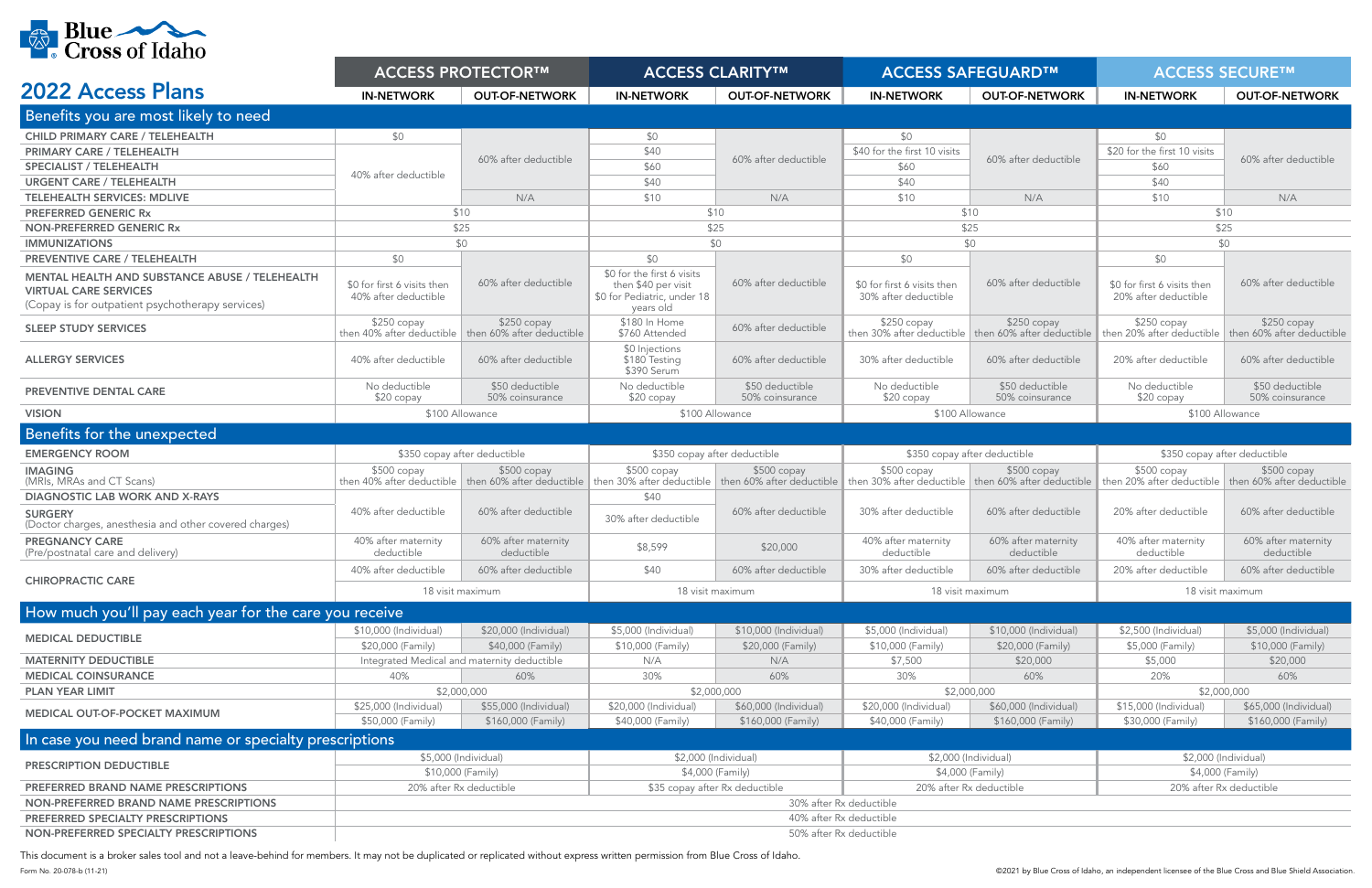# Blue Cross of Idaho

## 2022 Access Plans

| | ACCESS PROTECTOR™ | | ACCESS CLARITY™ | | ACCESS SAFEGUARD™ | | ACCESS SECURE™ | |
|---|---|---|---|---|---|---|---|---|
| | IN-NETWORK | OUT-OF-NETWORK | IN-NETWORK | OUT-OF-NETWORK | IN-NETWORK | OUT-OF-NETWORK | IN-NETWORK | OUT-OF-NETWORK |
| **Benefits you are most likely to need** | | | | | | | | |
| CHILD PRIMARY CARE / TELEHEALTH | $0 | 60% after deductible | $0 | 60% after deductible | $0 | 60% after deductible | $0 | 60% after deductible |
| PRIMARY CARE / TELEHEALTH | 40% after deductible | 60% after deductible | $40 | 60% after deductible | $40 for the first 10 visits | 60% after deductible | $20 for the first 10 visits | 60% after deductible |
| SPECIALIST / TELEHEALTH | 40% after deductible | 60% after deductible | $60 | 60% after deductible | $60 | 60% after deductible | $60 | 60% after deductible |
| URGENT CARE / TELEHEALTH | 40% after deductible | 60% after deductible | $40 | 60% after deductible | $40 | 60% after deductible | $40 | 60% after deductible |
| TELEHEALTH SERVICES: MDLIVE | $10 | N/A | $10 | N/A | $10 | N/A | $10 | N/A |
| PREFERRED GENERIC Rx | $10 | | $10 | | $10 | | $10 | |
| NON-PREFERRED GENERIC Rx | $25 | | $25 | | $25 | | $25 | |
| IMMUNIZATIONS | $0 | | $0 | | $0 | | $0 | |
| PREVENTIVE CARE / TELEHEALTH | $0 | | $0 | | $0 | | $0 | |
| MENTAL HEALTH AND SUBSTANCE ABUSE / TELEHEALTH VIRTUAL CARE SERVICES (Copay is for outpatient psychotherapy services) | $0 for first 6 visits then 40% after deductible | 60% after deductible | $0 for the first 6 visits then $40 per visit $0 for Pediatric, under 18 years old | 60% after deductible | $0 for first 6 visits then 30% after deductible | 60% after deductible | $0 for first 6 visits then 20% after deductible | 60% after deductible |
| SLEEP STUDY SERVICES | $250 copay then 40% after deductible | $250 copay then 60% after deductible | $180 In Home $760 Attended | 60% after deductible | $250 copay then 30% after deductible | $250 copay then 60% after deductible | $250 copay then 20% after deductible | $250 copay then 60% after deductible |
| ALLERGY SERVICES | 40% after deductible | 60% after deductible | $0 Injections $180 Testing $390 Serum | 60% after deductible | 30% after deductible | 60% after deductible | 20% after deductible | 60% after deductible |
| PREVENTIVE DENTAL CARE | No deductible $20 copay | $50 deductible 50% coinsurance | No deductible $20 copay | $50 deductible 50% coinsurance | No deductible $20 copay | $50 deductible 50% coinsurance | No deductible $20 copay | $50 deductible 50% coinsurance |
| VISION | $100 Allowance | | $100 Allowance | | $100 Allowance | | $100 Allowance | |
| **Benefits for the unexpected** | | | | | | | | |
| EMERGENCY ROOM | $350 copay after deductible | | $350 copay after deductible | | $350 copay after deductible | | $350 copay after deductible | |
| IMAGING (MRIs, MRAs and CT Scans) | $500 copay then 40% after deductible | $500 copay then 60% after deductible | $500 copay then 30% after deductible | $500 copay then 60% after deductible | $500 copay then 30% after deductible | $500 copay then 60% after deductible | $500 copay then 20% after deductible | $500 copay then 60% after deductible |
| DIAGNOSTIC LAB WORK AND X-RAYS | 40% after deductible | 60% after deductible | $40 | 60% after deductible | 30% after deductible | 60% after deductible | 20% after deductible | 60% after deductible |
| SURGERY (Doctor charges, anesthesia and other covered charges) | 40% after deductible | 60% after deductible | 30% after deductible | 60% after deductible | 30% after deductible | 60% after deductible | 20% after deductible | 60% after deductible |
| PREGNANCY CARE (Pre/postnatal care and delivery) | 40% after maternity deductible | 60% after maternity deductible | $8,599 | $20,000 | 40% after maternity deductible | 60% after maternity deductible | 40% after maternity deductible | 60% after maternity deductible |
| CHIROPRACTIC CARE | 40% after deductible | 60% after deductible | $40 | 60% after deductible | 30% after deductible | 60% after deductible | 20% after deductible | 60% after deductible |
| | 18 visit maximum | | 18 visit maximum | | 18 visit maximum | | 18 visit maximum | |
| **How much you'll pay each year for the care you receive** | | | | | | | | |
| MEDICAL DEDUCTIBLE | $10,000 (Individual) $20,000 (Family) | $20,000 (Individual) $40,000 (Family) | $5,000 (Individual) $10,000 (Family) | $10,000 (Individual) $20,000 (Family) | $5,000 (Individual) $10,000 (Family) | $10,000 (Individual) $20,000 (Family) | $2,500 (Individual) $5,000 (Family) | $5,000 (Individual) $10,000 (Family) |
| MATERNITY DEDUCTIBLE | Integrated Medical and maternity deductible | | N/A | N/A | $7,500 | $20,000 | $5,000 | $20,000 |
| MEDICAL COINSURANCE | 40% | 60% | 30% | 60% | 30% | 60% | 20% | 60% |
| PLAN YEAR LIMIT | $2,000,000 | | $2,000,000 | | $2,000,000 | | $2,000,000 | |
| MEDICAL OUT-OF-POCKET MAXIMUM | $25,000 (Individual) $50,000 (Family) | $55,000 (Individual) $160,000 (Family) | $20,000 (Individual) $40,000 (Family) | $60,000 (Individual) $160,000 (Family) | $20,000 (Individual) $40,000 (Family) | $60,000 (Individual) $160,000 (Family) | $15,000 (Individual) $30,000 (Family) | $65,000 (Individual) $160,000 (Family) |
| **In case you need brand name or specialty prescriptions** | | | | | | | | |
| PRESCRIPTION DEDUCTIBLE | $5,000 (Individual) $10,000 (Family) | | $2,000 (Individual) $4,000 (Family) | | $2,000 (Individual) $4,000 (Family) | | $2,000 (Individual) $4,000 (Family) | |
| PREFERRED BRAND NAME PRESCRIPTIONS | 20% after Rx deductible | | $35 copay after Rx deductible | | 20% after Rx deductible | | 20% after Rx deductible | |
| NON-PREFERRED BRAND NAME PRESCRIPTIONS | 30% after Rx deductible | | | | | | | |
| PREFERRED SPECIALTY PRESCRIPTIONS | 40% after Rx deductible | | | | | | | |
| NON-PREFERRED SPECIALTY PRESCRIPTIONS | 50% after Rx deductible | | | | | | | |

This document is a broker sales tool and not a leave-behind for members. It may not be duplicated or replicated without express written permission from Blue Cross of Idaho.

Form No. 20-078-b (11-21)

©2021 by Blue Cross of Idaho, an independent licensee of the Blue Cross and Blue Shield Association.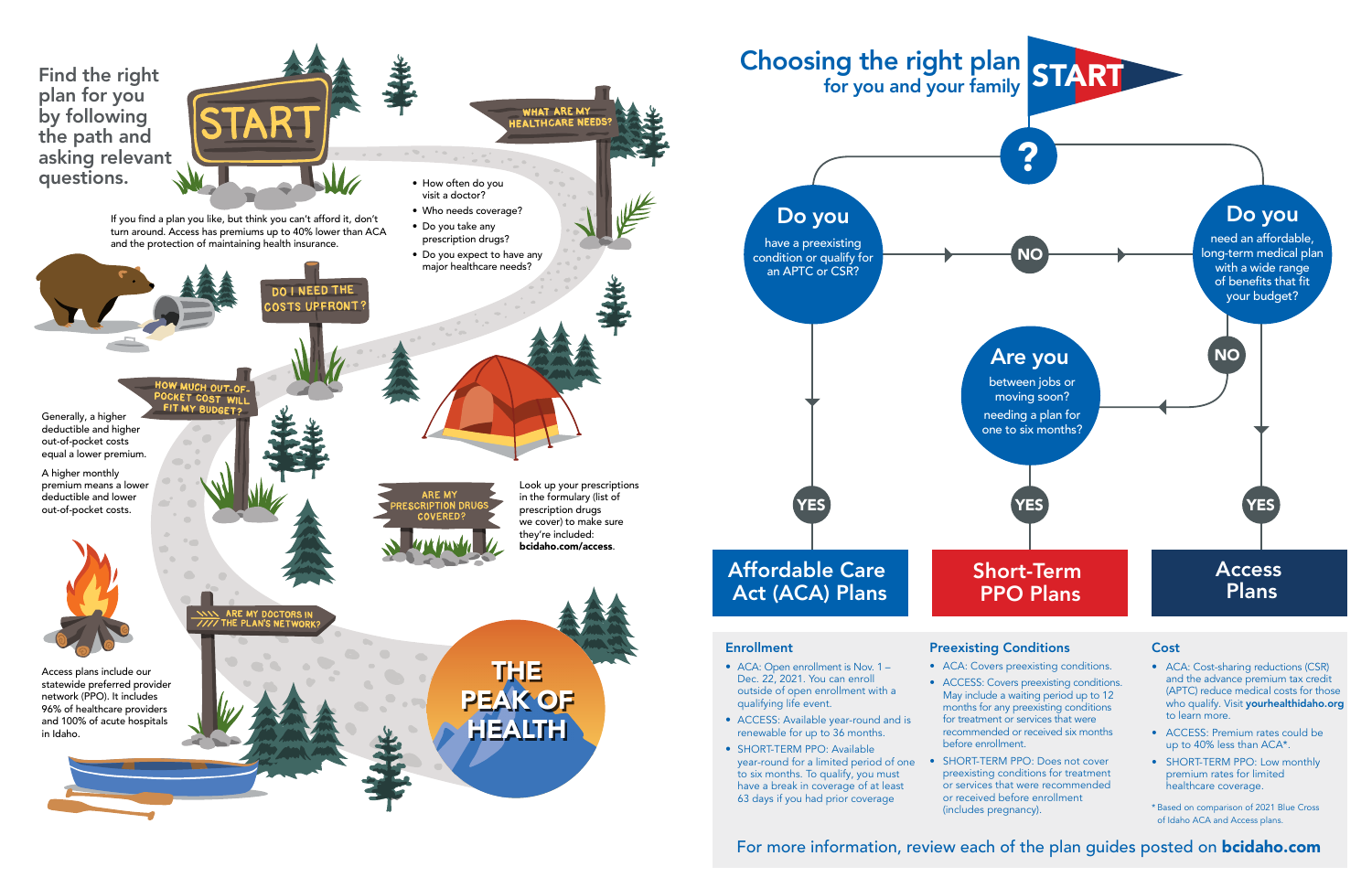Find the right plan for you by following the path and asking relevant questions.

START

If you find a plan you like, but think you can't afford it, don't turn around. Access has premiums up to 40% lower than ACA and the protection of maintaining health insurance.

WHAT ARE MY HEALTHCARE NEEDS?

- How often do you visit a doctor?
- Who needs coverage?
- Do you take any prescription drugs?
- Do you expect to have any major healthcare needs?

DO I NEED THE COSTS UPFRONT?

HOW MUCH OUT-OF-POCKET COST WILL FIT MY BUDGET?

Generally, a higher deductible and higher out-of-pocket costs equal a lower premium.

A higher monthly premium means a lower deductible and lower out-of-pocket costs.

ARE MY PRESCRIPTION DRUGS COVERED?

Look up your prescriptions in the formulary (list of prescription drugs we cover) to make sure they're included: **bcidaho.com/access**.

ARE MY DOCTORS IN THE PLAN'S NETWORK?

Access plans include our statewide preferred provider network (PPO). It includes 96% of healthcare providers and 100% of acute hospitals in Idaho.

THE PEAK OF HEALTH

# Choosing the right plan for you and your family

START

?

**Do you** have a preexisting condition or qualify for an APTC or CSR?
- YES → Affordable Care Act (ACA) Plans
- NO → **Do you** need an affordable, long-term medical plan with a wide range of benefits that fit your budget?
  - YES → Access Plans
  - NO → **Are you** between jobs or moving soon? needing a plan for one to six months?
    - YES → Short-Term PPO Plans

## Affordable Care Act (ACA) Plans

## Short-Term PPO Plans

## Access Plans

### Enrollment

- ACA: Open enrollment is Nov. 1 – Dec. 22, 2021. You can enroll outside of open enrollment with a qualifying life event.
- ACCESS: Available year-round and is renewable for up to 36 months.
- SHORT-TERM PPO: Available year-round for a limited period of one to six months. To qualify, you must have a break in coverage of at least 63 days if you had prior coverage

### Preexisting Conditions

- ACA: Covers preexisting conditions.
- ACCESS: Covers preexisting conditions. May include a waiting period up to 12 months for any preexisting conditions for treatment or services that were recommended or received six months before enrollment.
- SHORT-TERM PPO: Does not cover preexisting conditions for treatment or services that were recommended or received before enrollment (includes pregnancy).

### Cost

- ACA: Cost-sharing reductions (CSR) and the advance premium tax credit (APTC) reduce medical costs for those who qualify. Visit **yourhealthidaho.org** to learn more.
- ACCESS: Premium rates could be up to 40% less than ACA*.
- SHORT-TERM PPO: Low monthly premium rates for limited healthcare coverage.

* Based on comparison of 2021 Blue Cross of Idaho ACA and Access plans.

For more information, review each of the plan guides posted on **bcidaho.com**